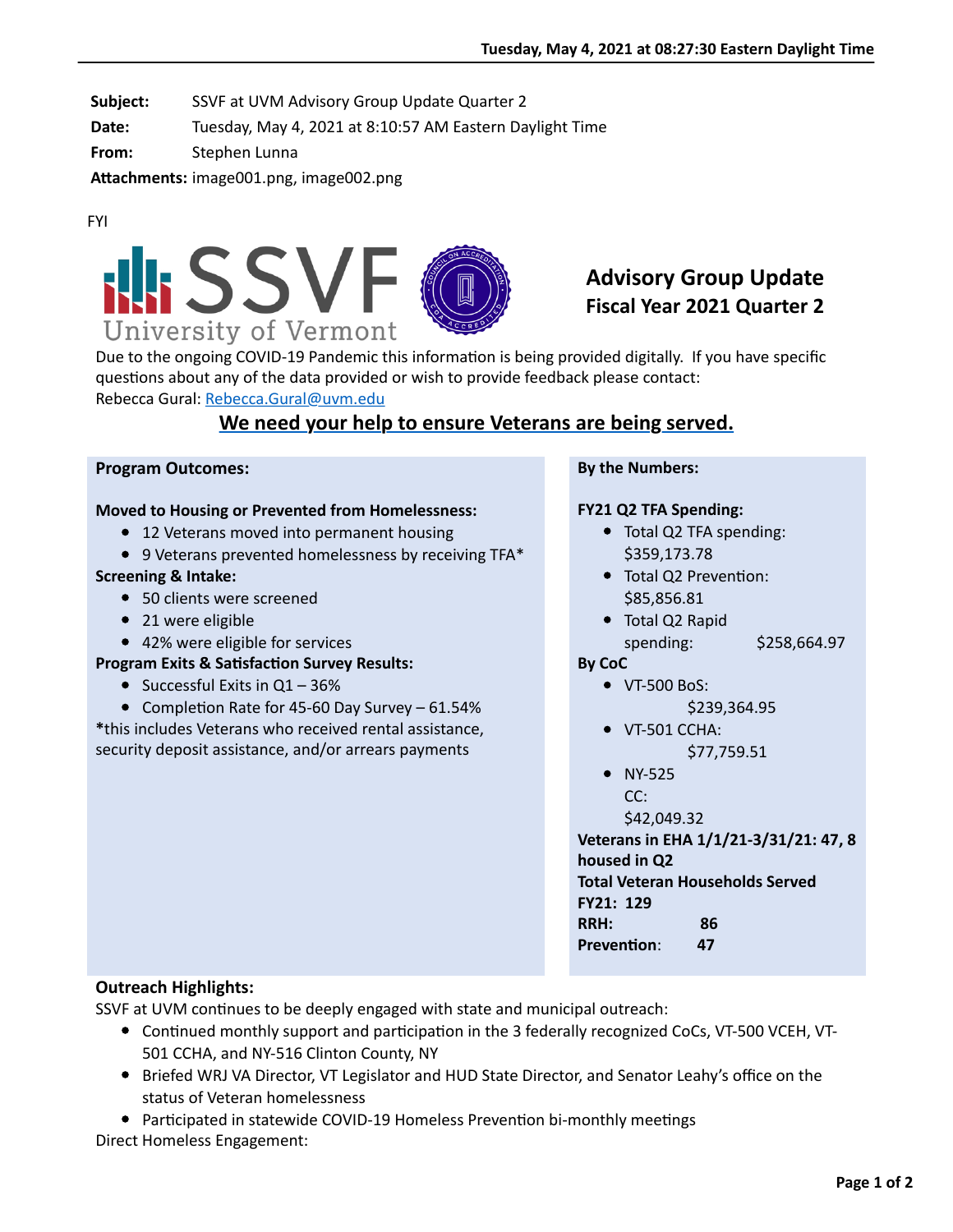**Subject:** SSVF at UVM Advisory Group Update Quarter 2
**Date:** Tuesday, May 4, 2021 at 8:10:57 AM Eastern Daylight Time
**From:** Stephen Lunna
**Attachments:** image001.png, image002.png

FYI

SSVF University of Vermont

## Advisory Group Update
## Fiscal Year 2021 Quarter 2

Due to the ongoing COVID-19 Pandemic this information is being provided digitally. If you have specific questions about any of the data provided or wish to provide feedback please contact:
Rebecca Gural: Rebecca.Gural@uvm.edu

**We need your help to ensure Veterans are being served.**

**Program Outcomes:**

**Moved to Housing or Prevented from Homelessness:**
- 12 Veterans moved into permanent housing
- 9 Veterans prevented homelessness by receiving TFA*

**Screening & Intake:**
- 50 clients were screened
- 21 were eligible
- 42% were eligible for services

**Program Exits & Satisfaction Survey Results:**
- Successful Exits in Q1 – 36%
- Completion Rate for 45-60 Day Survey – 61.54%

***this includes Veterans who received rental assistance, security deposit assistance, and/or arrears payments**

**By the Numbers:**

**FY21 Q2 TFA Spending:**
- Total Q2 TFA spending: $359,173.78
- Total Q2 Prevention: $85,856.81
- Total Q2 Rapid spending: $258,664.97

**By CoC**
- VT-500 BoS: $239,364.95
- VT-501 CCHA: $77,759.51
- NY-525 CC: $42,049.32

**Veterans in EHA 1/1/21-3/31/21: 47, 8 housed in Q2**

**Total Veteran Households Served FY21: 129**

**RRH: 86**

**Prevention: 47**

**Outreach Highlights:**

SSVF at UVM continues to be deeply engaged with state and municipal outreach:
- Continued monthly support and participation in the 3 federally recognized CoCs, VT-500 VCEH, VT-501 CCHA, and NY-516 Clinton County, NY
- Briefed WRJ VA Director, VT Legislator and HUD State Director, and Senator Leahy's office on the status of Veteran homelessness
- Participated in statewide COVID-19 Homeless Prevention bi-monthly meetings

Direct Homeless Engagement: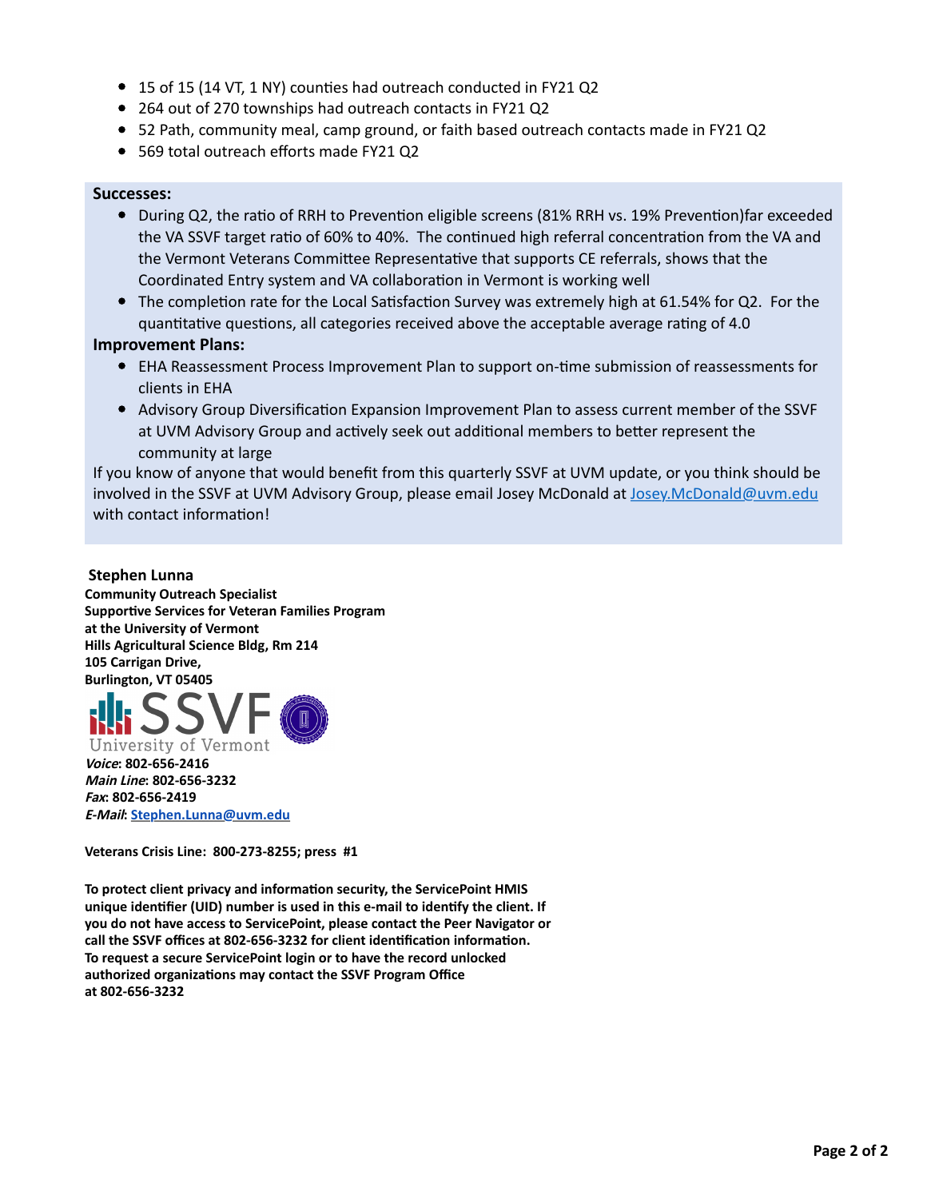- 15 of 15 (14 VT, 1 NY) counties had outreach conducted in FY21 Q2
- 264 out of 270 townships had outreach contacts in FY21 Q2
- 52 Path, community meal, camp ground, or faith based outreach contacts made in FY21 Q2
- 569 total outreach efforts made FY21 Q2

**Successes:**

- During Q2, the ratio of RRH to Prevention eligible screens (81% RRH vs. 19% Prevention)far exceeded the VA SSVF target ratio of 60% to 40%. The continued high referral concentration from the VA and the Vermont Veterans Committee Representative that supports CE referrals, shows that the Coordinated Entry system and VA collaboration in Vermont is working well
- The completion rate for the Local Satisfaction Survey was extremely high at 61.54% for Q2. For the quantitative questions, all categories received above the acceptable average rating of 4.0

**Improvement Plans:**

- EHA Reassessment Process Improvement Plan to support on-time submission of reassessments for clients in EHA
- Advisory Group Diversification Expansion Improvement Plan to assess current member of the SSVF at UVM Advisory Group and actively seek out additional members to better represent the community at large

If you know of anyone that would benefit from this quarterly SSVF at UVM update, or you think should be involved in the SSVF at UVM Advisory Group, please email Josey McDonald at Josey.McDonald@uvm.edu with contact information!

**Stephen Lunna**
**Community Outreach Specialist**
**Supportive Services for Veteran Families Program**
**at the University of Vermont**
**Hills Agricultural Science Bldg, Rm 214**
**105 Carrigan Drive,**
**Burlington, VT 05405**

SSVF
University of Vermont

***Voice*: 802-656-2416**
***Main Line*: 802-656-3232**
***Fax*: 802-656-2419**
***E-Mail*: Stephen.Lunna@uvm.edu**

**Veterans Crisis Line: 800-273-8255; press #1**

**To protect client privacy and information security, the ServicePoint HMIS unique identifier (UID) number is used in this e-mail to identify the client. If you do not have access to ServicePoint, please contact the Peer Navigator or call the SSVF offices at 802-656-3232 for client identification information. To request a secure ServicePoint login or to have the record unlocked authorized organizations may contact the SSVF Program Office at 802-656-3232**